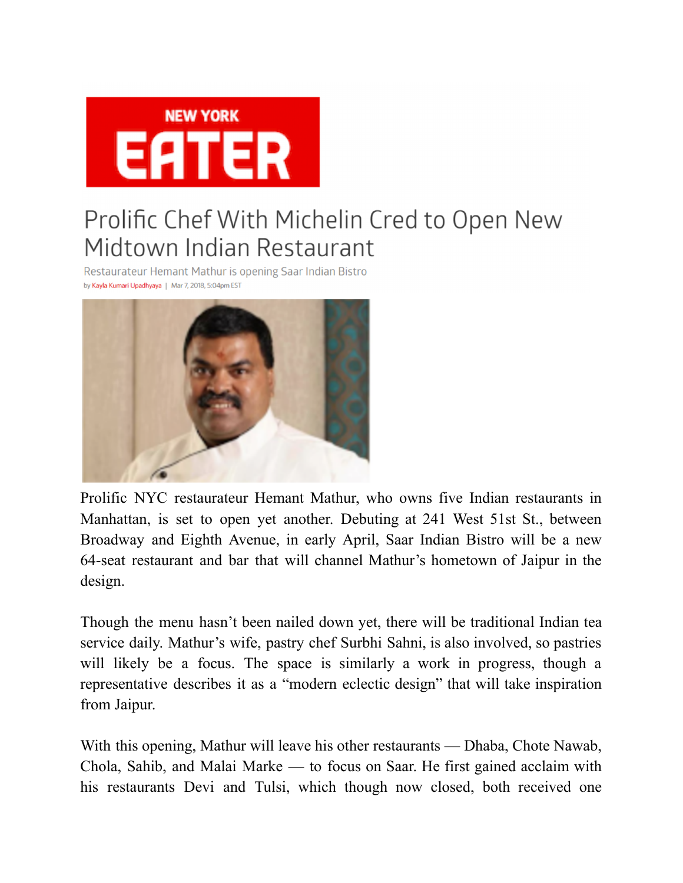NEW YORK EATER

# Prolific Chef With Michelin Cred to Open New Midtown Indian Restaurant

Restaurateur Hemant Mathur is opening Saar Indian Bistro

by Kayla Kumari Upadhyaya | Mar 7, 2018, 5:04pm EST

Prolific NYC restaurateur Hemant Mathur, who owns five Indian restaurants in Manhattan, is set to open yet another. Debuting at 241 West 51st St., between Broadway and Eighth Avenue, in early April, Saar Indian Bistro will be a new 64-seat restaurant and bar that will channel Mathur's hometown of Jaipur in the design.

Though the menu hasn't been nailed down yet, there will be traditional Indian tea service daily. Mathur's wife, pastry chef Surbhi Sahni, is also involved, so pastries will likely be a focus. The space is similarly a work in progress, though a representative describes it as a "modern eclectic design" that will take inspiration from Jaipur.

With this opening, Mathur will leave his other restaurants — Dhaba, Chote Nawab, Chola, Sahib, and Malai Marke — to focus on Saar. He first gained acclaim with his restaurants Devi and Tulsi, which though now closed, both received one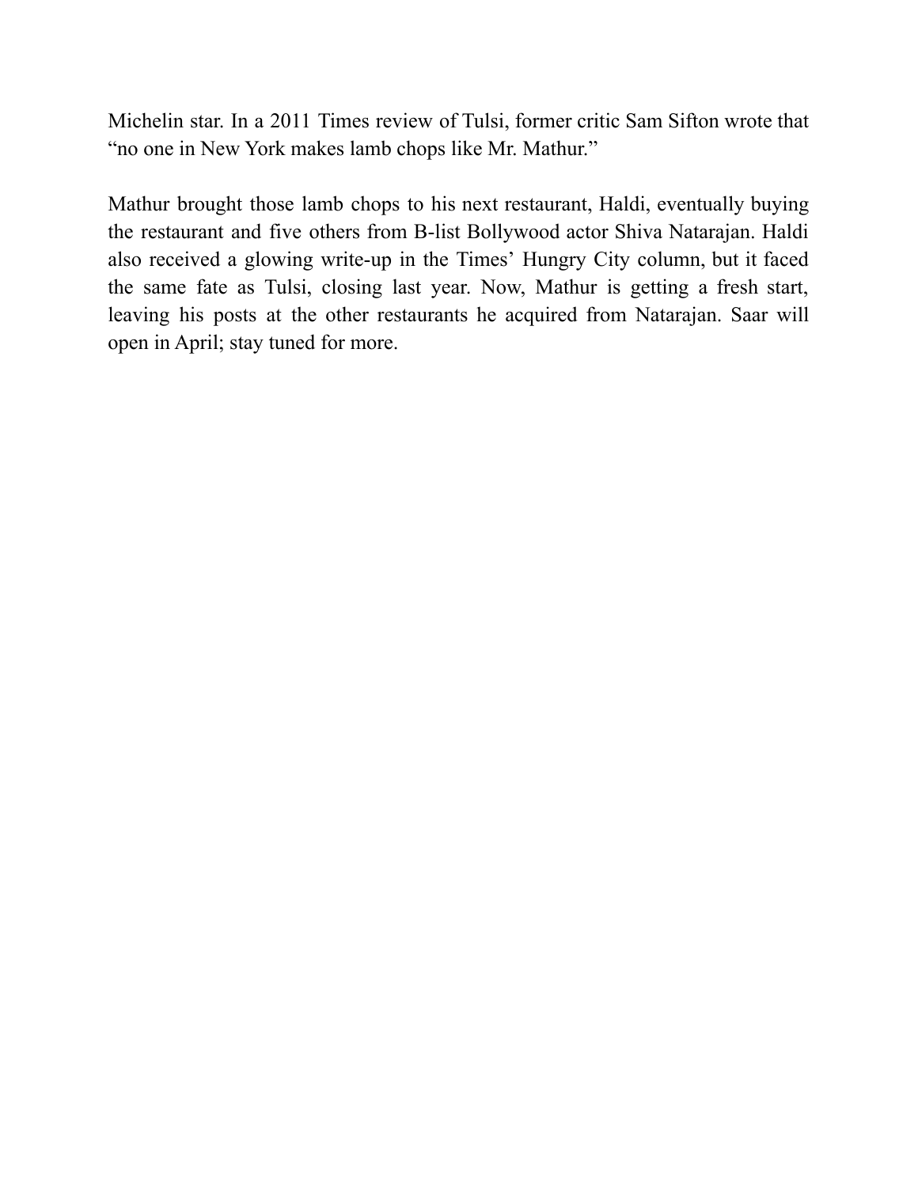Michelin star. In a 2011 Times review of Tulsi, former critic Sam Sifton wrote that "no one in New York makes lamb chops like Mr. Mathur."

Mathur brought those lamb chops to his next restaurant, Haldi, eventually buying the restaurant and five others from B-list Bollywood actor Shiva Natarajan. Haldi also received a glowing write-up in the Times' Hungry City column, but it faced the same fate as Tulsi, closing last year. Now, Mathur is getting a fresh start, leaving his posts at the other restaurants he acquired from Natarajan. Saar will open in April; stay tuned for more.